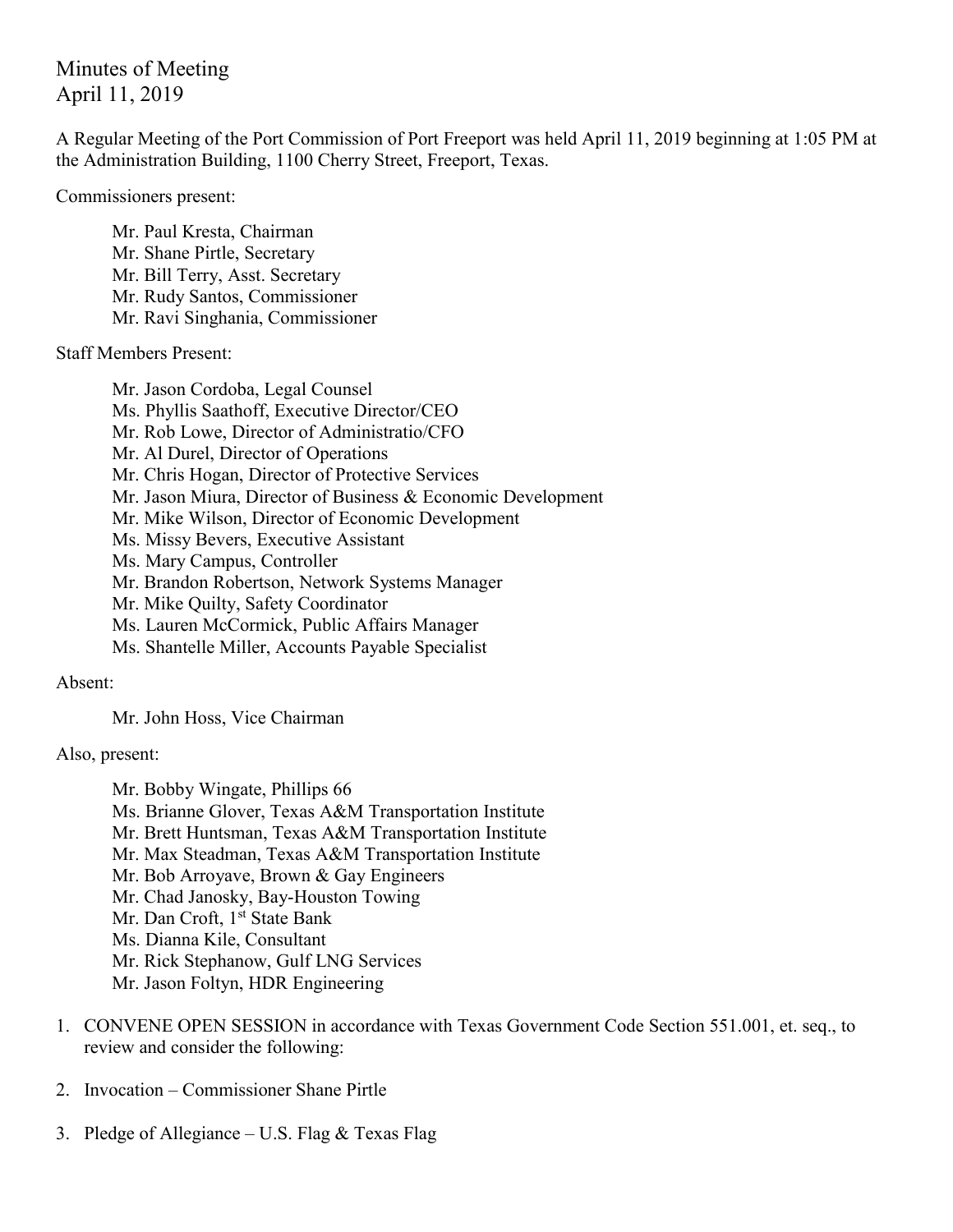# Minutes of Meeting
April 11, 2019

A Regular Meeting of the Port Commission of Port Freeport was held April 11, 2019 beginning at 1:05 PM at the Administration Building, 1100 Cherry Street, Freeport, Texas.

Commissioners present:

- Mr. Paul Kresta, Chairman
- Mr. Shane Pirtle, Secretary
- Mr. Bill Terry, Asst. Secretary
- Mr. Rudy Santos, Commissioner
- Mr. Ravi Singhania, Commissioner

Staff Members Present:

- Mr. Jason Cordoba, Legal Counsel
- Ms. Phyllis Saathoff, Executive Director/CEO
- Mr. Rob Lowe, Director of Administratio/CFO
- Mr. Al Durel, Director of Operations
- Mr. Chris Hogan, Director of Protective Services
- Mr. Jason Miura, Director of Business & Economic Development
- Mr. Mike Wilson, Director of Economic Development
- Ms. Missy Bevers, Executive Assistant
- Ms. Mary Campus, Controller
- Mr. Brandon Robertson, Network Systems Manager
- Mr. Mike Quilty, Safety Coordinator
- Ms. Lauren McCormick, Public Affairs Manager
- Ms. Shantelle Miller, Accounts Payable Specialist

Absent:

- Mr. John Hoss, Vice Chairman

Also, present:

- Mr. Bobby Wingate, Phillips 66
- Ms. Brianne Glover, Texas A&M Transportation Institute
- Mr. Brett Huntsman, Texas A&M Transportation Institute
- Mr. Max Steadman, Texas A&M Transportation Institute
- Mr. Bob Arroyave, Brown & Gay Engineers
- Mr. Chad Janosky, Bay-Houston Towing
- Mr. Dan Croft, 1st State Bank
- Ms. Dianna Kile, Consultant
- Mr. Rick Stephanow, Gulf LNG Services
- Mr. Jason Foltyn, HDR Engineering

1. CONVENE OPEN SESSION in accordance with Texas Government Code Section 551.001, et. seq., to review and consider the following:

2. Invocation – Commissioner Shane Pirtle

3. Pledge of Allegiance – U.S. Flag & Texas Flag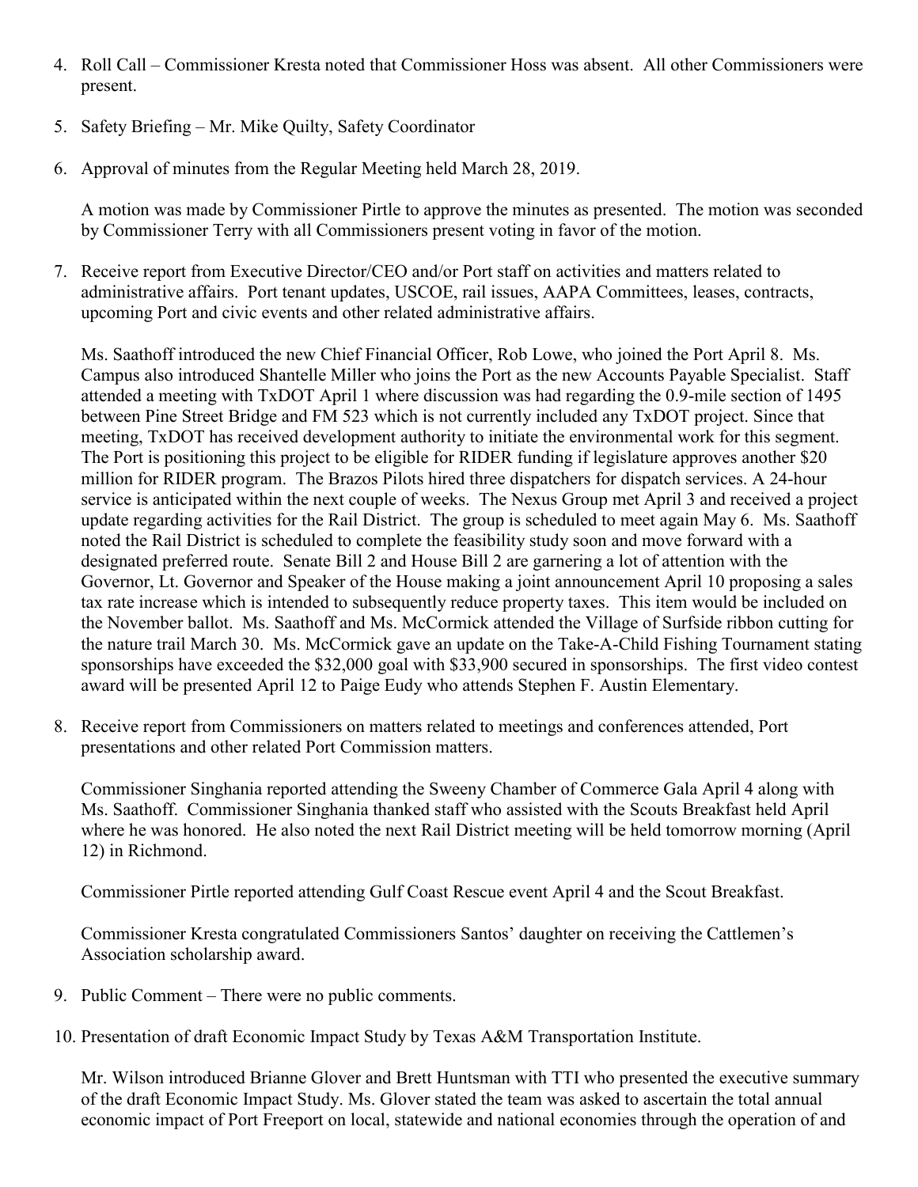4. Roll Call – Commissioner Kresta noted that Commissioner Hoss was absent. All other Commissioners were present.

5. Safety Briefing – Mr. Mike Quilty, Safety Coordinator

6. Approval of minutes from the Regular Meeting held March 28, 2019.

   A motion was made by Commissioner Pirtle to approve the minutes as presented. The motion was seconded by Commissioner Terry with all Commissioners present voting in favor of the motion.

7. Receive report from Executive Director/CEO and/or Port staff on activities and matters related to administrative affairs. Port tenant updates, USCOE, rail issues, AAPA Committees, leases, contracts, upcoming Port and civic events and other related administrative affairs.

   Ms. Saathoff introduced the new Chief Financial Officer, Rob Lowe, who joined the Port April 8. Ms. Campus also introduced Shantelle Miller who joins the Port as the new Accounts Payable Specialist. Staff attended a meeting with TxDOT April 1 where discussion was had regarding the 0.9-mile section of 1495 between Pine Street Bridge and FM 523 which is not currently included any TxDOT project. Since that meeting, TxDOT has received development authority to initiate the environmental work for this segment. The Port is positioning this project to be eligible for RIDER funding if legislature approves another $20 million for RIDER program. The Brazos Pilots hired three dispatchers for dispatch services. A 24-hour service is anticipated within the next couple of weeks. The Nexus Group met April 3 and received a project update regarding activities for the Rail District. The group is scheduled to meet again May 6. Ms. Saathoff noted the Rail District is scheduled to complete the feasibility study soon and move forward with a designated preferred route. Senate Bill 2 and House Bill 2 are garnering a lot of attention with the Governor, Lt. Governor and Speaker of the House making a joint announcement April 10 proposing a sales tax rate increase which is intended to subsequently reduce property taxes. This item would be included on the November ballot. Ms. Saathoff and Ms. McCormick attended the Village of Surfside ribbon cutting for the nature trail March 30. Ms. McCormick gave an update on the Take-A-Child Fishing Tournament stating sponsorships have exceeded the $32,000 goal with $33,900 secured in sponsorships. The first video contest award will be presented April 12 to Paige Eudy who attends Stephen F. Austin Elementary.

8. Receive report from Commissioners on matters related to meetings and conferences attended, Port presentations and other related Port Commission matters.

   Commissioner Singhania reported attending the Sweeny Chamber of Commerce Gala April 4 along with Ms. Saathoff. Commissioner Singhania thanked staff who assisted with the Scouts Breakfast held April where he was honored. He also noted the next Rail District meeting will be held tomorrow morning (April 12) in Richmond.

   Commissioner Pirtle reported attending Gulf Coast Rescue event April 4 and the Scout Breakfast.

   Commissioner Kresta congratulated Commissioners Santos' daughter on receiving the Cattlemen's Association scholarship award.

9. Public Comment – There were no public comments.

10. Presentation of draft Economic Impact Study by Texas A&M Transportation Institute.

   Mr. Wilson introduced Brianne Glover and Brett Huntsman with TTI who presented the executive summary of the draft Economic Impact Study. Ms. Glover stated the team was asked to ascertain the total annual economic impact of Port Freeport on local, statewide and national economies through the operation of and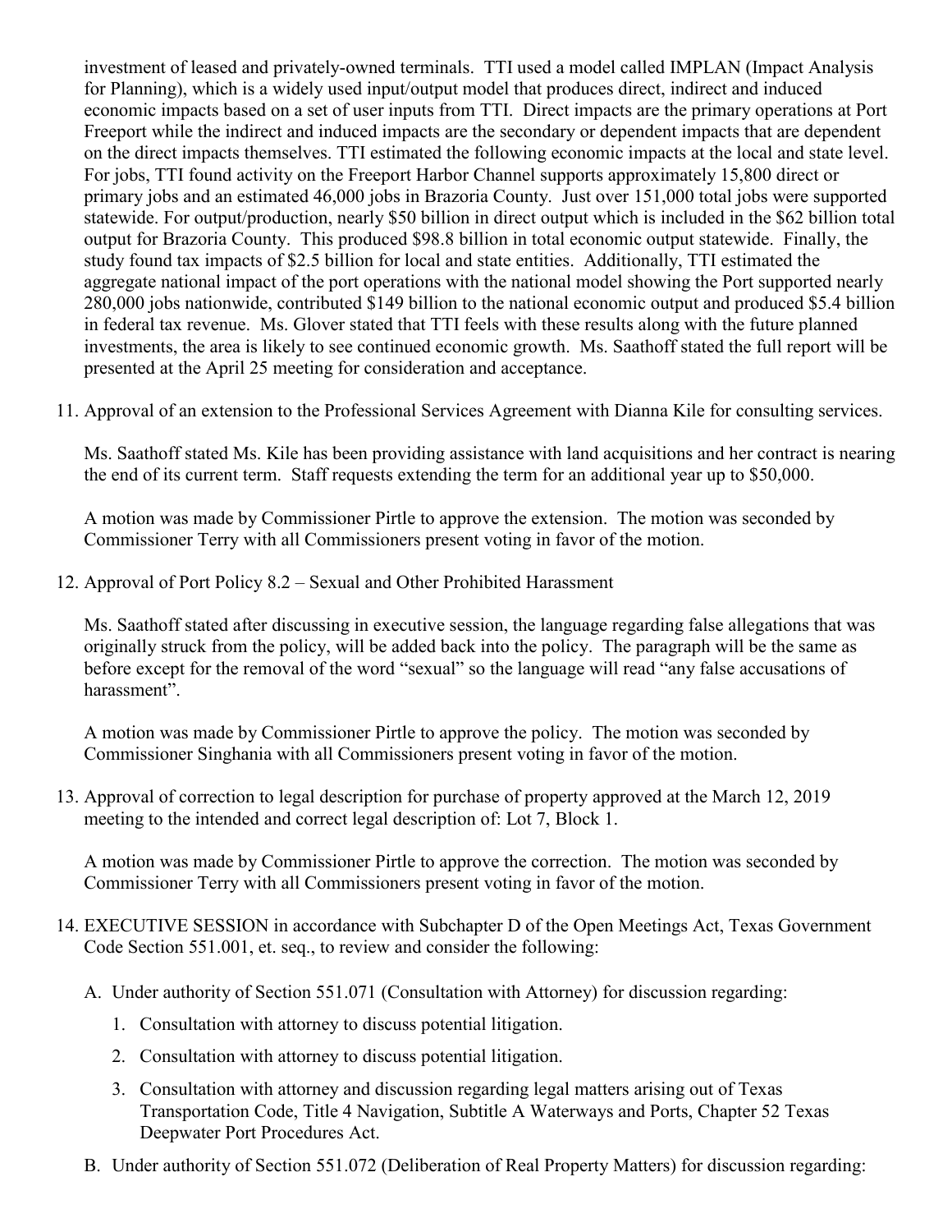investment of leased and privately-owned terminals. TTI used a model called IMPLAN (Impact Analysis for Planning), which is a widely used input/output model that produces direct, indirect and induced economic impacts based on a set of user inputs from TTI. Direct impacts are the primary operations at Port Freeport while the indirect and induced impacts are the secondary or dependent impacts that are dependent on the direct impacts themselves. TTI estimated the following economic impacts at the local and state level. For jobs, TTI found activity on the Freeport Harbor Channel supports approximately 15,800 direct or primary jobs and an estimated 46,000 jobs in Brazoria County. Just over 151,000 total jobs were supported statewide. For output/production, nearly $50 billion in direct output which is included in the $62 billion total output for Brazoria County. This produced $98.8 billion in total economic output statewide. Finally, the study found tax impacts of $2.5 billion for local and state entities. Additionally, TTI estimated the aggregate national impact of the port operations with the national model showing the Port supported nearly 280,000 jobs nationwide, contributed $149 billion to the national economic output and produced $5.4 billion in federal tax revenue. Ms. Glover stated that TTI feels with these results along with the future planned investments, the area is likely to see continued economic growth. Ms. Saathoff stated the full report will be presented at the April 25 meeting for consideration and acceptance.

11. Approval of an extension to the Professional Services Agreement with Dianna Kile for consulting services.

    Ms. Saathoff stated Ms. Kile has been providing assistance with land acquisitions and her contract is nearing the end of its current term. Staff requests extending the term for an additional year up to $50,000.

    A motion was made by Commissioner Pirtle to approve the extension. The motion was seconded by Commissioner Terry with all Commissioners present voting in favor of the motion.

12. Approval of Port Policy 8.2 – Sexual and Other Prohibited Harassment

    Ms. Saathoff stated after discussing in executive session, the language regarding false allegations that was originally struck from the policy, will be added back into the policy. The paragraph will be the same as before except for the removal of the word "sexual" so the language will read "any false accusations of harassment".

    A motion was made by Commissioner Pirtle to approve the policy. The motion was seconded by Commissioner Singhania with all Commissioners present voting in favor of the motion.

13. Approval of correction to legal description for purchase of property approved at the March 12, 2019 meeting to the intended and correct legal description of: Lot 7, Block 1.

    A motion was made by Commissioner Pirtle to approve the correction. The motion was seconded by Commissioner Terry with all Commissioners present voting in favor of the motion.

14. EXECUTIVE SESSION in accordance with Subchapter D of the Open Meetings Act, Texas Government Code Section 551.001, et. seq., to review and consider the following:

    A. Under authority of Section 551.071 (Consultation with Attorney) for discussion regarding:

       1. Consultation with attorney to discuss potential litigation.
       2. Consultation with attorney to discuss potential litigation.
       3. Consultation with attorney and discussion regarding legal matters arising out of Texas Transportation Code, Title 4 Navigation, Subtitle A Waterways and Ports, Chapter 52 Texas Deepwater Port Procedures Act.

    B. Under authority of Section 551.072 (Deliberation of Real Property Matters) for discussion regarding: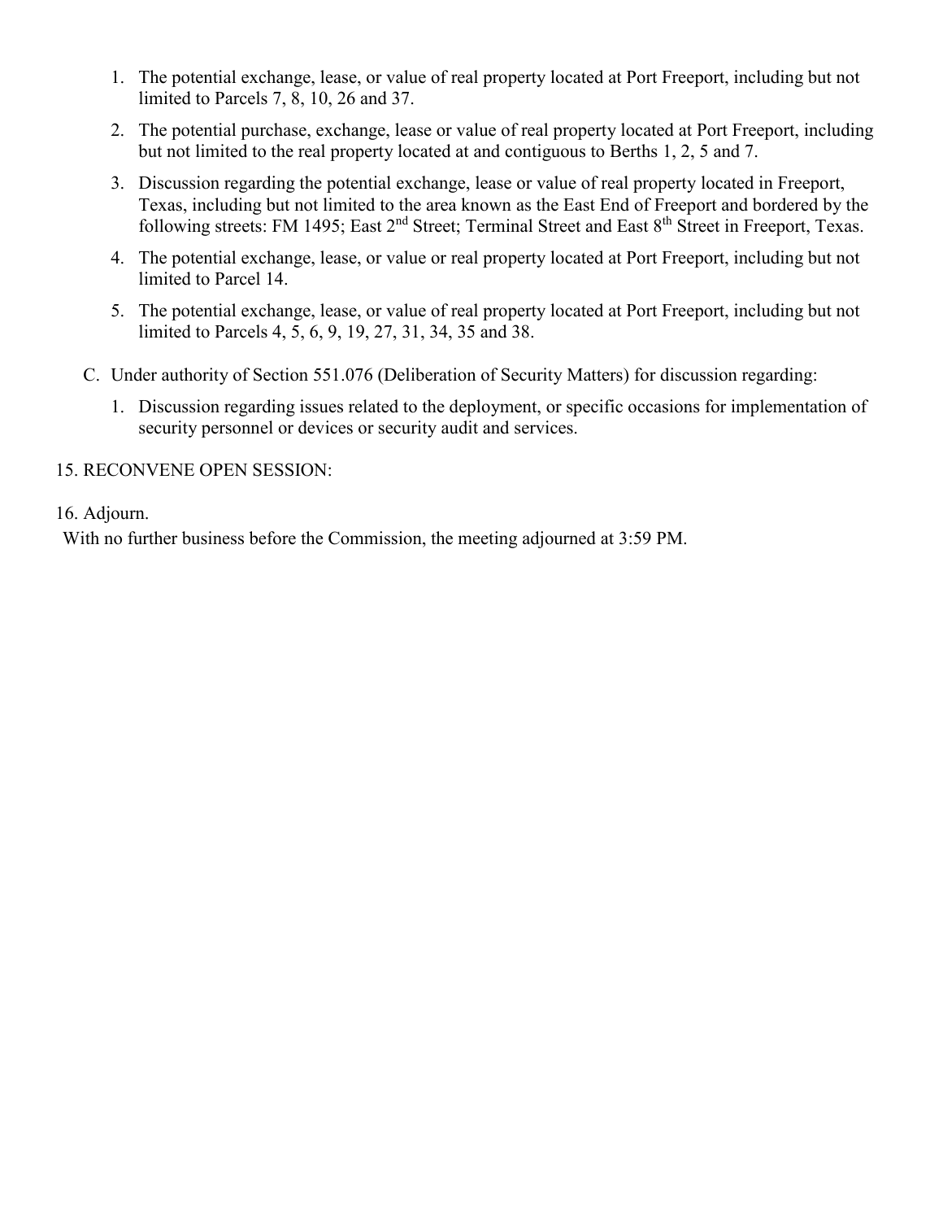1. The potential exchange, lease, or value of real property located at Port Freeport, including but not limited to Parcels 7, 8, 10, 26 and 37.
2. The potential purchase, exchange, lease or value of real property located at Port Freeport, including but not limited to the real property located at and contiguous to Berths 1, 2, 5 and 7.
3. Discussion regarding the potential exchange, lease or value of real property located in Freeport, Texas, including but not limited to the area known as the East End of Freeport and bordered by the following streets: FM 1495; East 2nd Street; Terminal Street and East 8th Street in Freeport, Texas.
4. The potential exchange, lease, or value or real property located at Port Freeport, including but not limited to Parcel 14.
5. The potential exchange, lease, or value of real property located at Port Freeport, including but not limited to Parcels 4, 5, 6, 9, 19, 27, 31, 34, 35 and 38.

C. Under authority of Section 551.076 (Deliberation of Security Matters) for discussion regarding:

1. Discussion regarding issues related to the deployment, or specific occasions for implementation of security personnel or devices or security audit and services.

15. RECONVENE OPEN SESSION:

16. Adjourn.

With no further business before the Commission, the meeting adjourned at 3:59 PM.